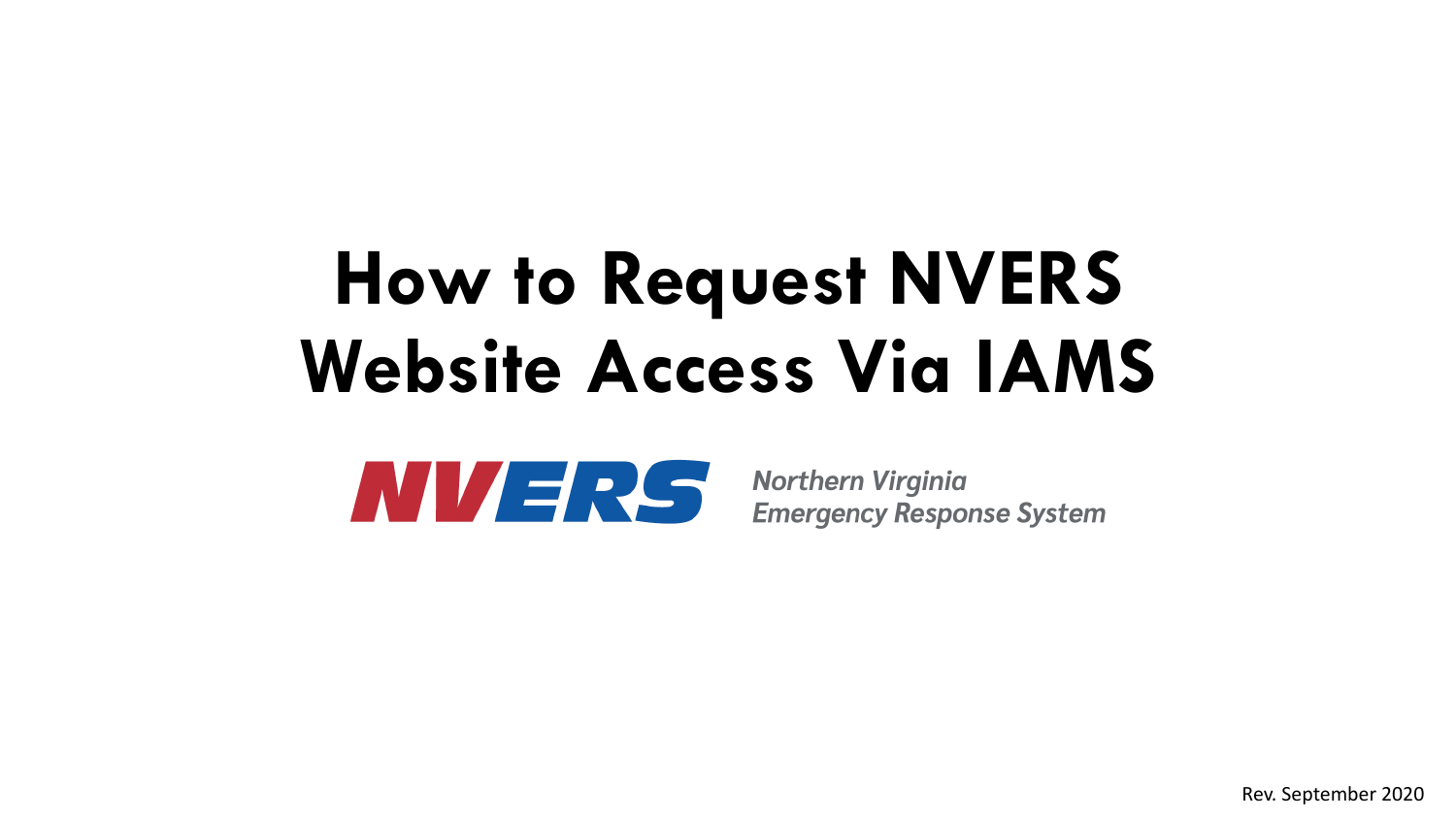# How to Request NVERS Website Access Via IAMS

**NVERS**

*Northern Virginia Emergency Response System*

Rev. September 2020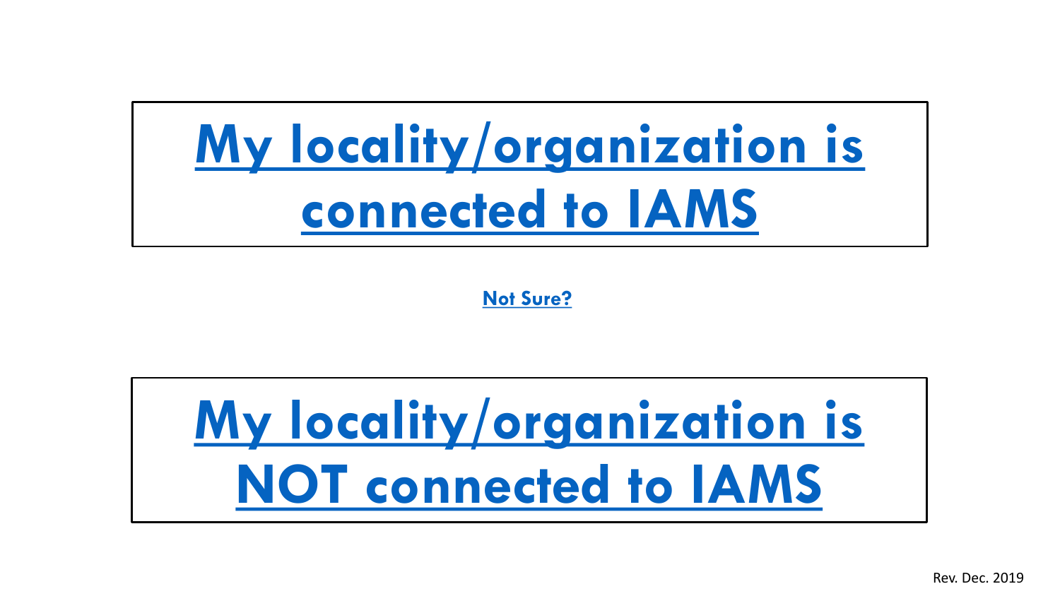**My locality/organization is connected to IAMS**

**Not Sure?**

**My locality/organization is NOT connected to IAMS**

Rev. Dec. 2019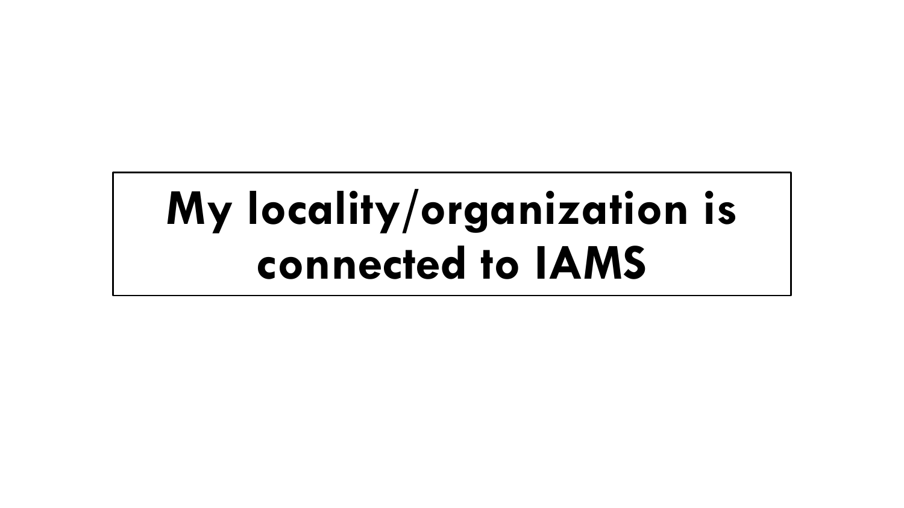# My locality/organization is connected to IAMS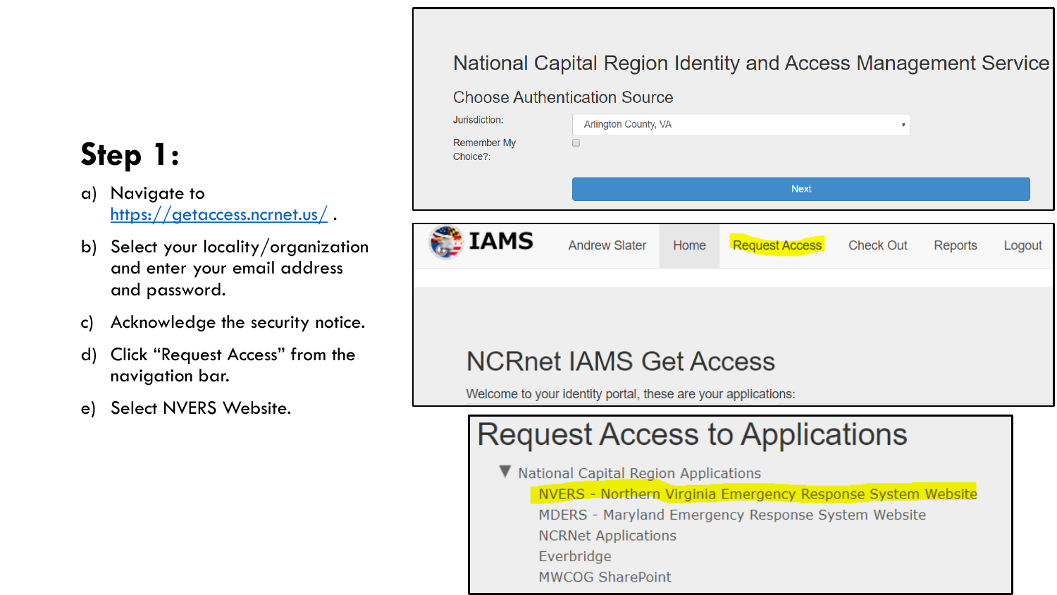## Step 1:

a) Navigate to https://getaccess.ncrnet.us/ .

b) Select your locality/organization and enter your email address and password.

c) Acknowledge the security notice.

d) Click "Request Access" from the navigation bar.

e) Select NVERS Website.

National Capital Region Identity and Access Management Service

Choose Authentication Source

Jurisdiction: Arlington County, VA

Remember My Choice?:

Next

IAMS Andrew Slater Home Request Access Check Out Reports Logout

NCRnet IAMS Get Access

Welcome to your identity portal, these are your applications:

Request Access to Applications

- National Capital Region Applications
  - NVERS - Northern Virginia Emergency Response System Website
  - MDERS - Maryland Emergency Response System Website
  - NCRNet Applications
  - Everbridge
  - MWCOG SharePoint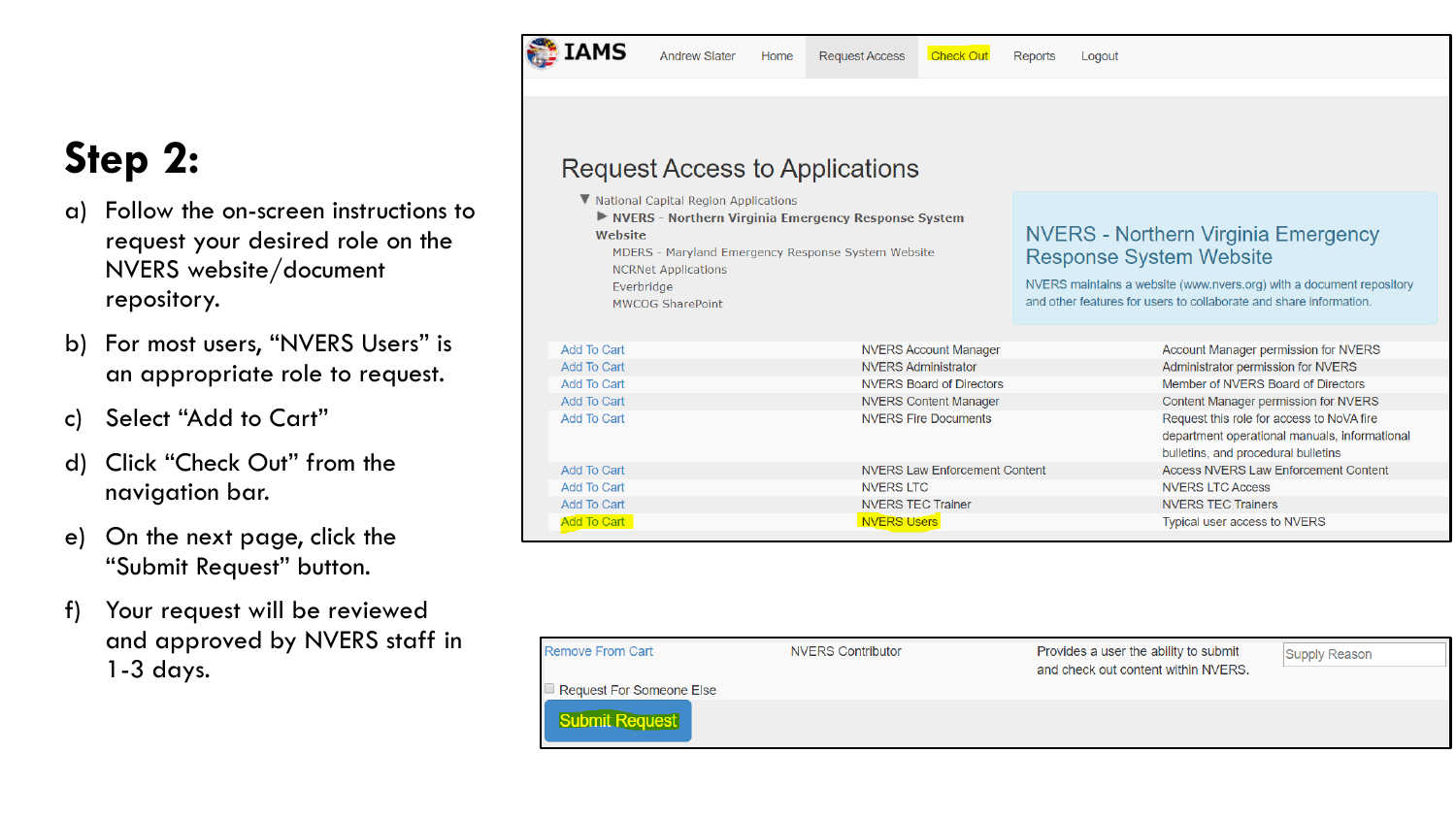# Step 2:

a) Follow the on-screen instructions to request your desired role on the NVERS website/document repository.

b) For most users, "NVERS Users" is an appropriate role to request.

c) Select "Add to Cart"

d) Click "Check Out" from the navigation bar.

e) On the next page, click the "Submit Request" button.

f) Your request will be reviewed and approved by NVERS staff in 1-3 days.

IAMS Andrew Slater Home Request Access Check Out Reports Logout

## Request Access to Applications

- National Capital Region Applications
  - NVERS - Northern Virginia Emergency Response System Website
  - MDERS - Maryland Emergency Response System Website
  - NCRNet Applications
  - Everbridge
  - MWCOG SharePoint

**NVERS - Northern Virginia Emergency Response System Website**

NVERS maintains a website (www.nvers.org) with a document repository and other features for users to collaborate and share information.

| | | |
|---|---|---|
| Add To Cart | NVERS Account Manager | Account Manager permission for NVERS |
| Add To Cart | NVERS Administrator | Administrator permission for NVERS |
| Add To Cart | NVERS Board of Directors | Member of NVERS Board of Directors |
| Add To Cart | NVERS Content Manager | Content Manager permission for NVERS |
| Add To Cart | NVERS Fire Documents | Request this role for access to NoVA fire department operational manuals, informational bulletins, and procedural bulletins |
| Add To Cart | NVERS Law Enforcement Content | Access NVERS Law Enforcement Content |
| Add To Cart | NVERS LTC | NVERS LTC Access |
| Add To Cart | NVERS TEC Trainer | NVERS TEC Trainers |
| Add To Cart | NVERS Users | Typical user access to NVERS |

| | | | |
|---|---|---|---|
| Remove From Cart | NVERS Contributor | Provides a user the ability to submit and check out content within NVERS. | Supply Reason |

Request For Someone Else

Submit Request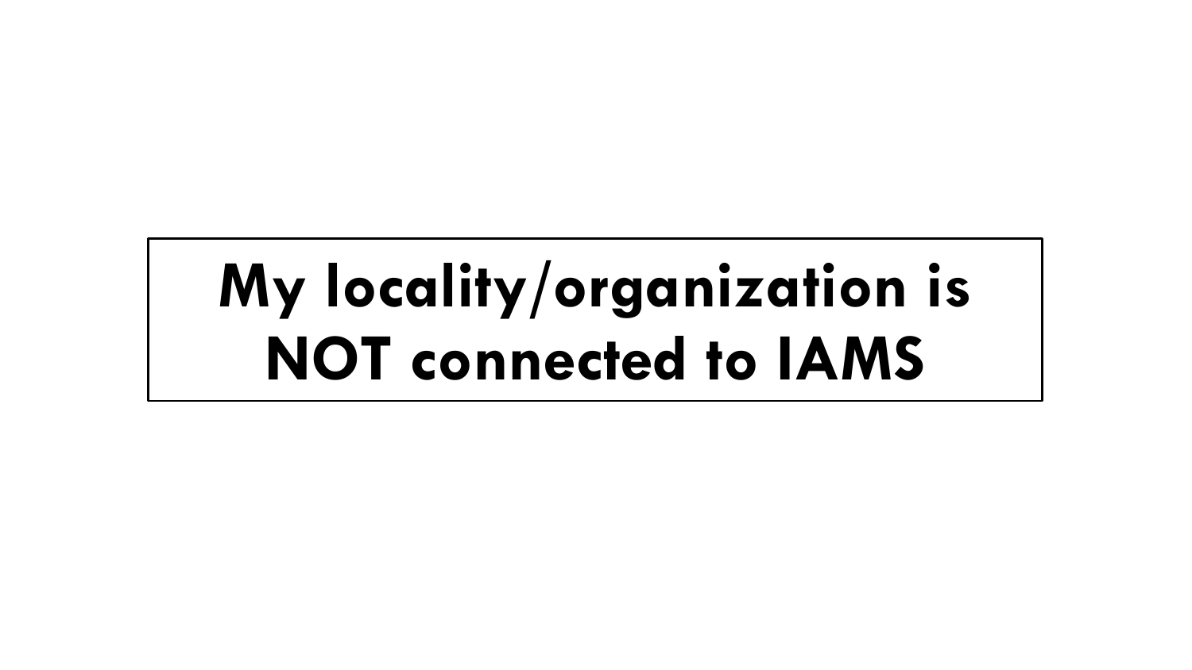# My locality/organization is NOT connected to IAMS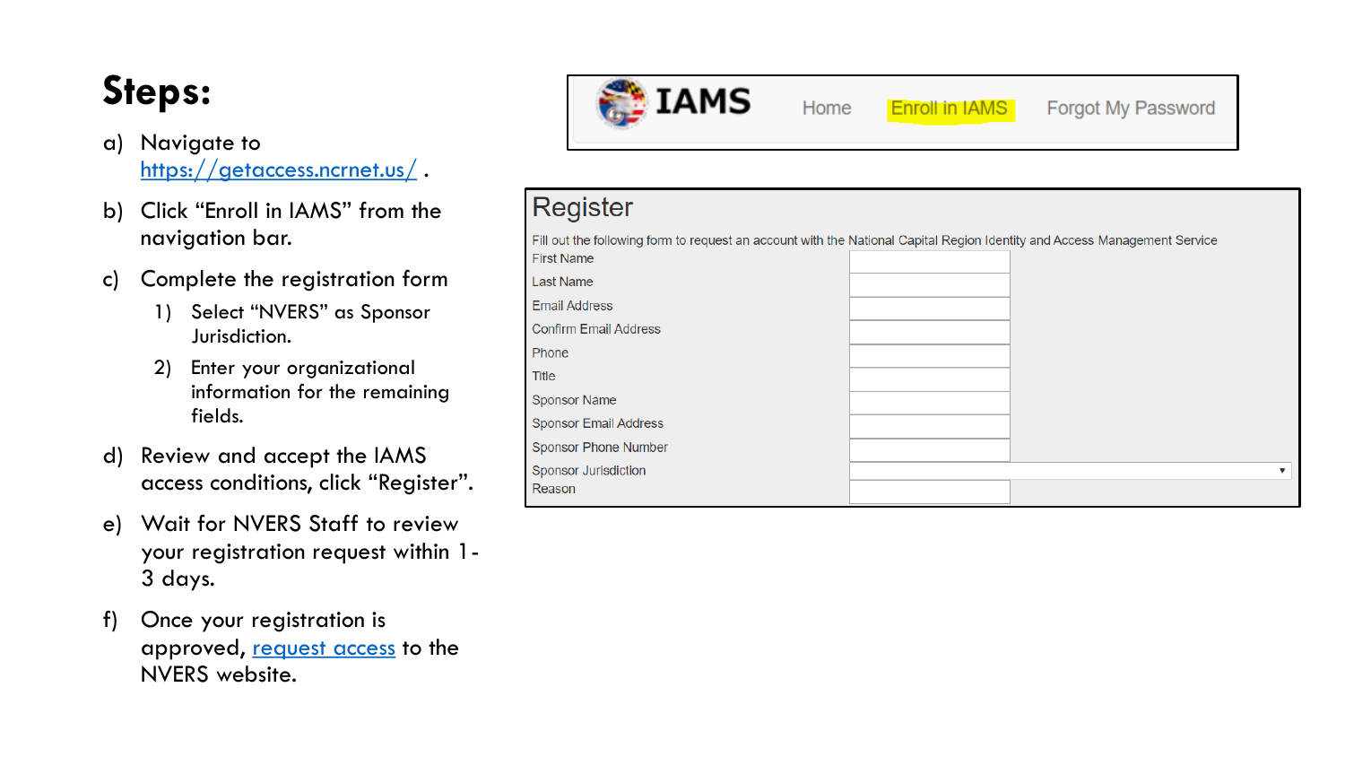# Steps:

a) Navigate to [https://getaccess.ncrnet.us/](https://getaccess.ncrnet.us/) .

b) Click "Enroll in IAMS" from the navigation bar.

c) Complete the registration form

   1) Select "NVERS" as Sponsor Jurisdiction.

   2) Enter your organizational information for the remaining fields.

d) Review and accept the IAMS access conditions, click "Register".

e) Wait for NVERS Staff to review your registration request within 1-3 days.

f) Once your registration is approved, request access to the NVERS website.

**IAMS** — Home | Enroll in IAMS | Forgot My Password

## Register

Fill out the following form to request an account with the National Capital Region Identity and Access Management Service

| Field | |
|---|---|
| First Name | |
| Last Name | |
| Email Address | |
| Confirm Email Address | |
| Phone | |
| Title | |
| Sponsor Name | |
| Sponsor Email Address | |
| Sponsor Phone Number | |
| Sponsor Jurisdiction | ▾ |
| Reason | |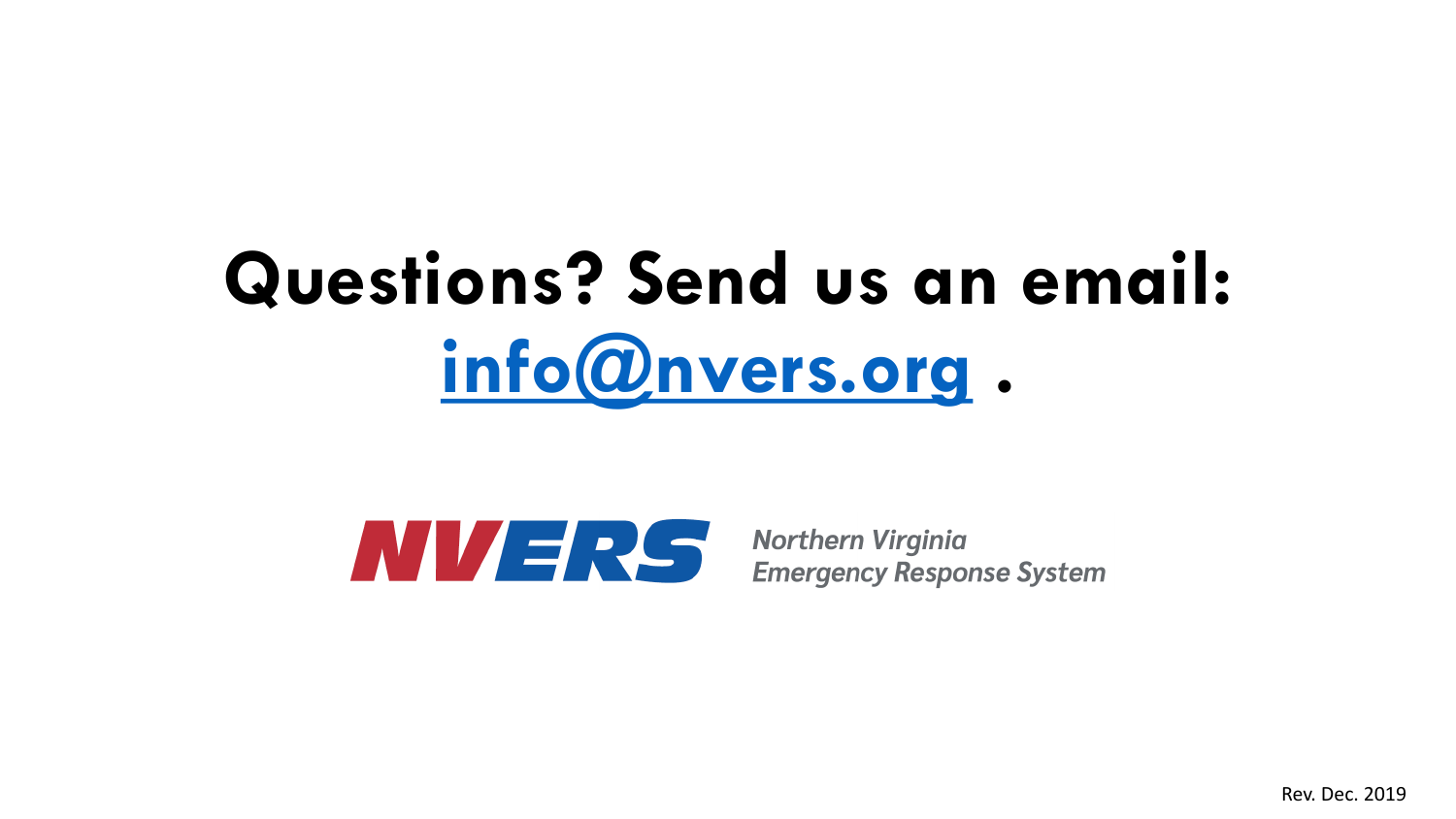# Questions? Send us an email: info@nvers.org .

NVERS

*Northern Virginia Emergency Response System*

Rev. Dec. 2019